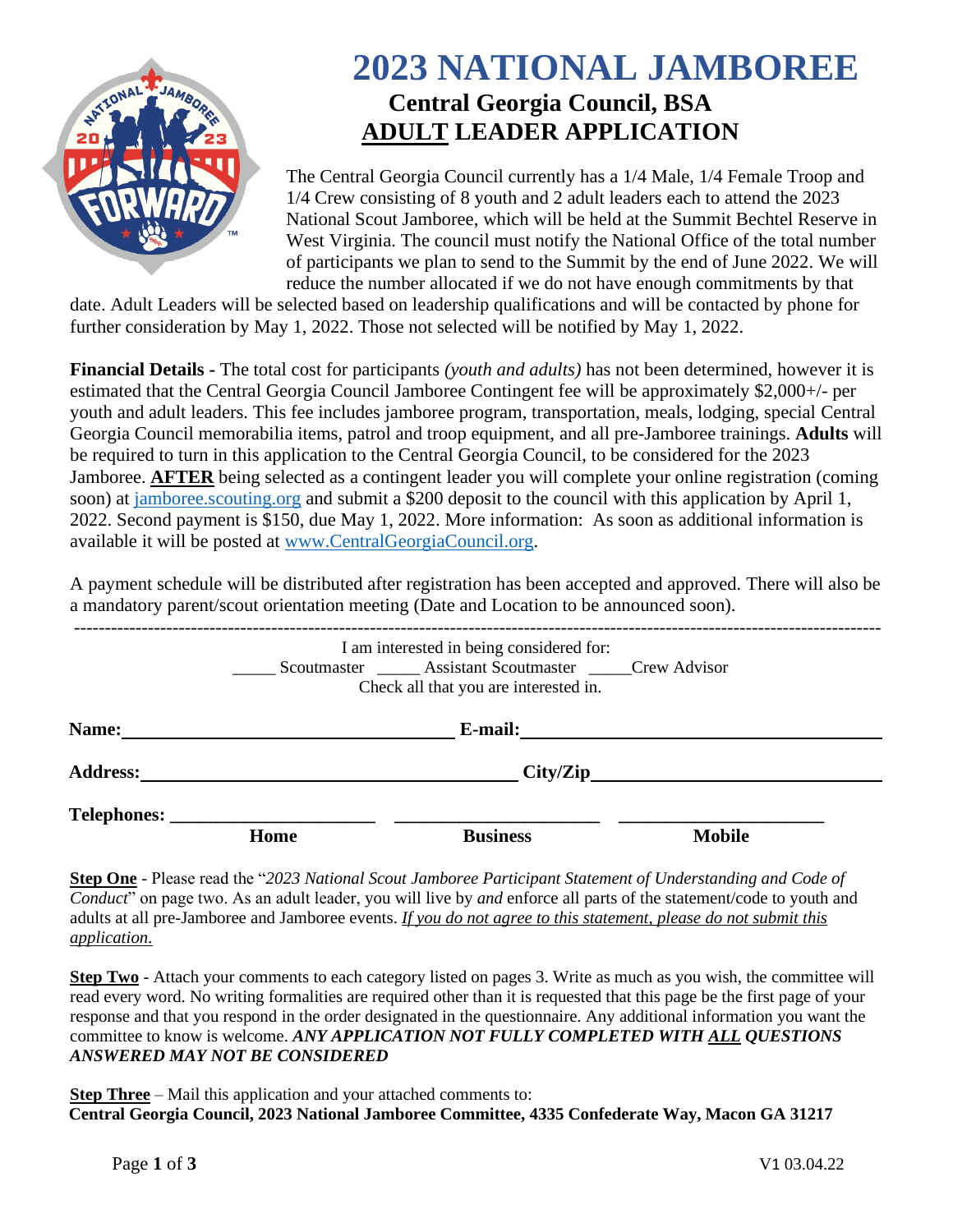# 2023 NATIONAL JAMBOREE

## Central Georgia Council, BSA

## ADULT LEADER APPLICATION

The Central Georgia Council currently has a 1/4 Male, 1/4 Female Troop and 1/4 Crew consisting of 8 youth and 2 adult leaders each to attend the 2023 National Scout Jamboree, which will be held at the Summit Bechtel Reserve in West Virginia. The council must notify the National Office of the total number of participants we plan to send to the Summit by the end of June 2022. We will reduce the number allocated if we do not have enough commitments by that date. Adult Leaders will be selected based on leadership qualifications and will be contacted by phone for further consideration by May 1, 2022. Those not selected will be notified by May 1, 2022.

**Financial Details -** The total cost for participants *(youth and adults)* has not been determined, however it is estimated that the Central Georgia Council Jamboree Contingent fee will be approximately $2,000+/- per youth and adult leaders. This fee includes jamboree program, transportation, meals, lodging, special Central Georgia Council memorabilia items, patrol and troop equipment, and all pre-Jamboree trainings. **Adults** will be required to turn in this application to the Central Georgia Council, to be considered for the 2023 Jamboree. **AFTER** being selected as a contingent leader you will complete your online registration (coming soon) at jamboree.scouting.org and submit a $200 deposit to the council with this application by April 1, 2022. Second payment is $150, due May 1, 2022. More information: As soon as additional information is available it will be posted at www.CentralGeorgiaCouncil.org.

A payment schedule will be distributed after registration has been accepted and approved. There will also be a mandatory parent/scout orientation meeting (Date and Location to be announced soon).

---

I am interested in being considered for:

_____ Scoutmaster _____ Assistant Scoutmaster _____Crew Advisor

Check all that you are interested in.

**Name:** ______________________________ **E-mail:** ______________________________

**Address:** ______________________________ **City/Zip** ______________________________

**Telephones:** ____________________ ____________________ ____________________

**Home** **Business** **Mobile**

**Step One** - Please read the "*2023 National Scout Jamboree Participant Statement of Understanding and Code of Conduct*" on page two. As an adult leader, you will live by *and* enforce all parts of the statement/code to youth and adults at all pre-Jamboree and Jamboree events. *If you do not agree to this statement, please do not submit this application.*

**Step Two** - Attach your comments to each category listed on pages 3. Write as much as you wish, the committee will read every word. No writing formalities are required other than it is requested that this page be the first page of your response and that you respond in the order designated in the questionnaire. Any additional information you want the committee to know is welcome. ***ANY APPLICATION NOT FULLY COMPLETED WITH ALL QUESTIONS ANSWERED MAY NOT BE CONSIDERED***

**Step Three** – Mail this application and your attached comments to:
**Central Georgia Council, 2023 National Jamboree Committee, 4335 Confederate Way, Macon GA 31217**

V1 03.04.22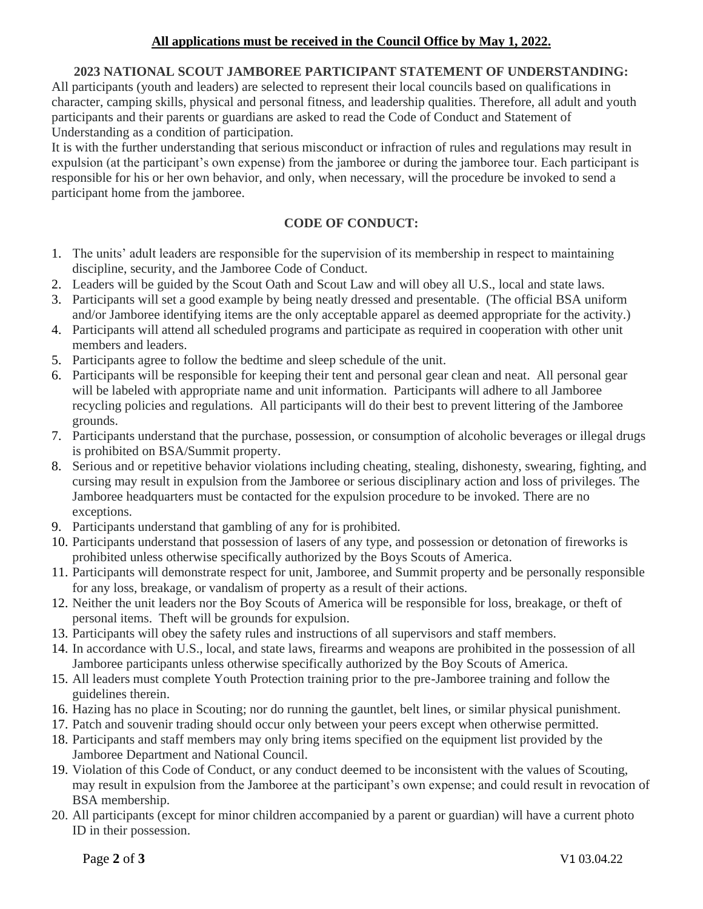**All applications must be received in the Council Office by May 1, 2022.**

## 2023 NATIONAL SCOUT JAMBOREE PARTICIPANT STATEMENT OF UNDERSTANDING:

All participants (youth and leaders) are selected to represent their local councils based on qualifications in character, camping skills, physical and personal fitness, and leadership qualities. Therefore, all adult and youth participants and their parents or guardians are asked to read the Code of Conduct and Statement of Understanding as a condition of participation.

It is with the further understanding that serious misconduct or infraction of rules and regulations may result in expulsion (at the participant's own expense) from the jamboree or during the jamboree tour. Each participant is responsible for his or her own behavior, and only, when necessary, will the procedure be invoked to send a participant home from the jamboree.

## CODE OF CONDUCT:

1. The units' adult leaders are responsible for the supervision of its membership in respect to maintaining discipline, security, and the Jamboree Code of Conduct.
2. Leaders will be guided by the Scout Oath and Scout Law and will obey all U.S., local and state laws.
3. Participants will set a good example by being neatly dressed and presentable. (The official BSA uniform and/or Jamboree identifying items are the only acceptable apparel as deemed appropriate for the activity.)
4. Participants will attend all scheduled programs and participate as required in cooperation with other unit members and leaders.
5. Participants agree to follow the bedtime and sleep schedule of the unit.
6. Participants will be responsible for keeping their tent and personal gear clean and neat. All personal gear will be labeled with appropriate name and unit information. Participants will adhere to all Jamboree recycling policies and regulations. All participants will do their best to prevent littering of the Jamboree grounds.
7. Participants understand that the purchase, possession, or consumption of alcoholic beverages or illegal drugs is prohibited on BSA/Summit property.
8. Serious and or repetitive behavior violations including cheating, stealing, dishonesty, swearing, fighting, and cursing may result in expulsion from the Jamboree or serious disciplinary action and loss of privileges. The Jamboree headquarters must be contacted for the expulsion procedure to be invoked. There are no exceptions.
9. Participants understand that gambling of any for is prohibited.
10. Participants understand that possession of lasers of any type, and possession or detonation of fireworks is prohibited unless otherwise specifically authorized by the Boys Scouts of America.
11. Participants will demonstrate respect for unit, Jamboree, and Summit property and be personally responsible for any loss, breakage, or vandalism of property as a result of their actions.
12. Neither the unit leaders nor the Boy Scouts of America will be responsible for loss, breakage, or theft of personal items. Theft will be grounds for expulsion.
13. Participants will obey the safety rules and instructions of all supervisors and staff members.
14. In accordance with U.S., local, and state laws, firearms and weapons are prohibited in the possession of all Jamboree participants unless otherwise specifically authorized by the Boy Scouts of America.
15. All leaders must complete Youth Protection training prior to the pre-Jamboree training and follow the guidelines therein.
16. Hazing has no place in Scouting; nor do running the gauntlet, belt lines, or similar physical punishment.
17. Patch and souvenir trading should occur only between your peers except when otherwise permitted.
18. Participants and staff members may only bring items specified on the equipment list provided by the Jamboree Department and National Council.
19. Violation of this Code of Conduct, or any conduct deemed to be inconsistent with the values of Scouting, may result in expulsion from the Jamboree at the participant's own expense; and could result in revocation of BSA membership.
20. All participants (except for minor children accompanied by a parent or guardian) will have a current photo ID in their possession.

V1 03.04.22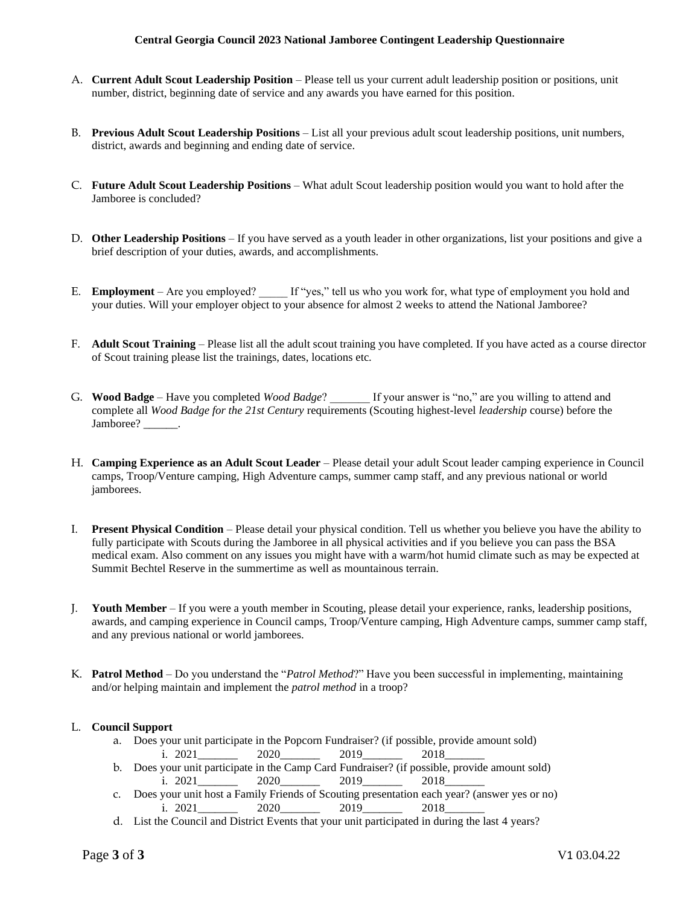**Central Georgia Council 2023 National Jamboree Contingent Leadership Questionnaire**

A. **Current Adult Scout Leadership Position** – Please tell us your current adult leadership position or positions, unit number, district, beginning date of service and any awards you have earned for this position.

B. **Previous Adult Scout Leadership Positions** – List all your previous adult scout leadership positions, unit numbers, district, awards and beginning and ending date of service.

C. **Future Adult Scout Leadership Positions** – What adult Scout leadership position would you want to hold after the Jamboree is concluded?

D. **Other Leadership Positions** – If you have served as a youth leader in other organizations, list your positions and give a brief description of your duties, awards, and accomplishments.

E. **Employment** – Are you employed? _____ If "yes," tell us who you work for, what type of employment you hold and your duties. Will your employer object to your absence for almost 2 weeks to attend the National Jamboree?

F. **Adult Scout Training** – Please list all the adult scout training you have completed. If you have acted as a course director of Scout training please list the trainings, dates, locations etc.

G. **Wood Badge** – Have you completed *Wood Badge*? _______ If your answer is "no," are you willing to attend and complete all *Wood Badge for the 21st Century* requirements (Scouting highest-level *leadership* course) before the Jamboree? ______.

H. **Camping Experience as an Adult Scout Leader** – Please detail your adult Scout leader camping experience in Council camps, Troop/Venture camping, High Adventure camps, summer camp staff, and any previous national or world jamborees.

I. **Present Physical Condition** – Please detail your physical condition. Tell us whether you believe you have the ability to fully participate with Scouts during the Jamboree in all physical activities and if you believe you can pass the BSA medical exam. Also comment on any issues you might have with a warm/hot humid climate such as may be expected at Summit Bechtel Reserve in the summertime as well as mountainous terrain.

J. **Youth Member** – If you were a youth member in Scouting, please detail your experience, ranks, leadership positions, awards, and camping experience in Council camps, Troop/Venture camping, High Adventure camps, summer camp staff, and any previous national or world jamborees.

K. **Patrol Method** – Do you understand the "*Patrol Method*?" Have you been successful in implementing, maintaining and/or helping maintain and implement the *patrol method* in a troop?

L. **Council Support**
   a. Does your unit participate in the Popcorn Fundraiser? (if possible, provide amount sold)
      i. 2021_______ 2020_______ 2019_______ 2018_______
   b. Does your unit participate in the Camp Card Fundraiser? (if possible, provide amount sold)
      i. 2021_______ 2020_______ 2019_______ 2018_______
   c. Does your unit host a Family Friends of Scouting presentation each year? (answer yes or no)
      i. 2021_______ 2020_______ 2019_______ 2018_______
   d. List the Council and District Events that your unit participated in during the last 4 years?